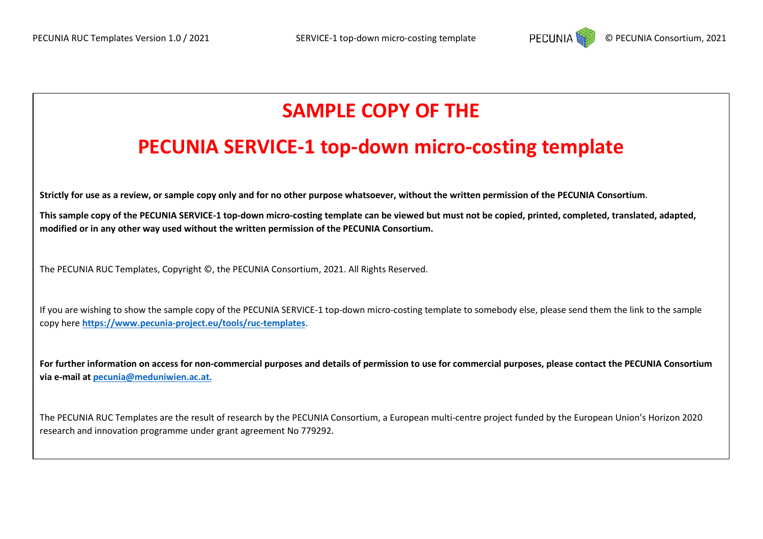# SAMPLE COPY OF THE

# PECUNIA SERVICE-1 top-down micro-costing template

**Strictly for use as a review, or sample copy only and for no other purpose whatsoever, without the written permission of the PECUNIA Consortium.**

**This sample copy of the PECUNIA SERVICE-1 top-down micro-costing template can be viewed but must not be copied, printed, completed, translated, adapted, modified or in any other way used without the written permission of the PECUNIA Consortium.**

The PECUNIA RUC Templates, Copyright ©, the PECUNIA Consortium, 2021. All Rights Reserved.

If you are wishing to show the sample copy of the PECUNIA SERVICE-1 top-down micro-costing template to somebody else, please send them the link to the sample copy here **https://www.pecunia-project.eu/tools/ruc-templates**.

**For further information on access for non-commercial purposes and details of permission to use for commercial purposes, please contact the PECUNIA Consortium via e-mail at pecunia@meduniwien.ac.at.**

The PECUNIA RUC Templates are the result of research by the PECUNIA Consortium, a European multi-centre project funded by the European Union's Horizon 2020 research and innovation programme under grant agreement No 779292.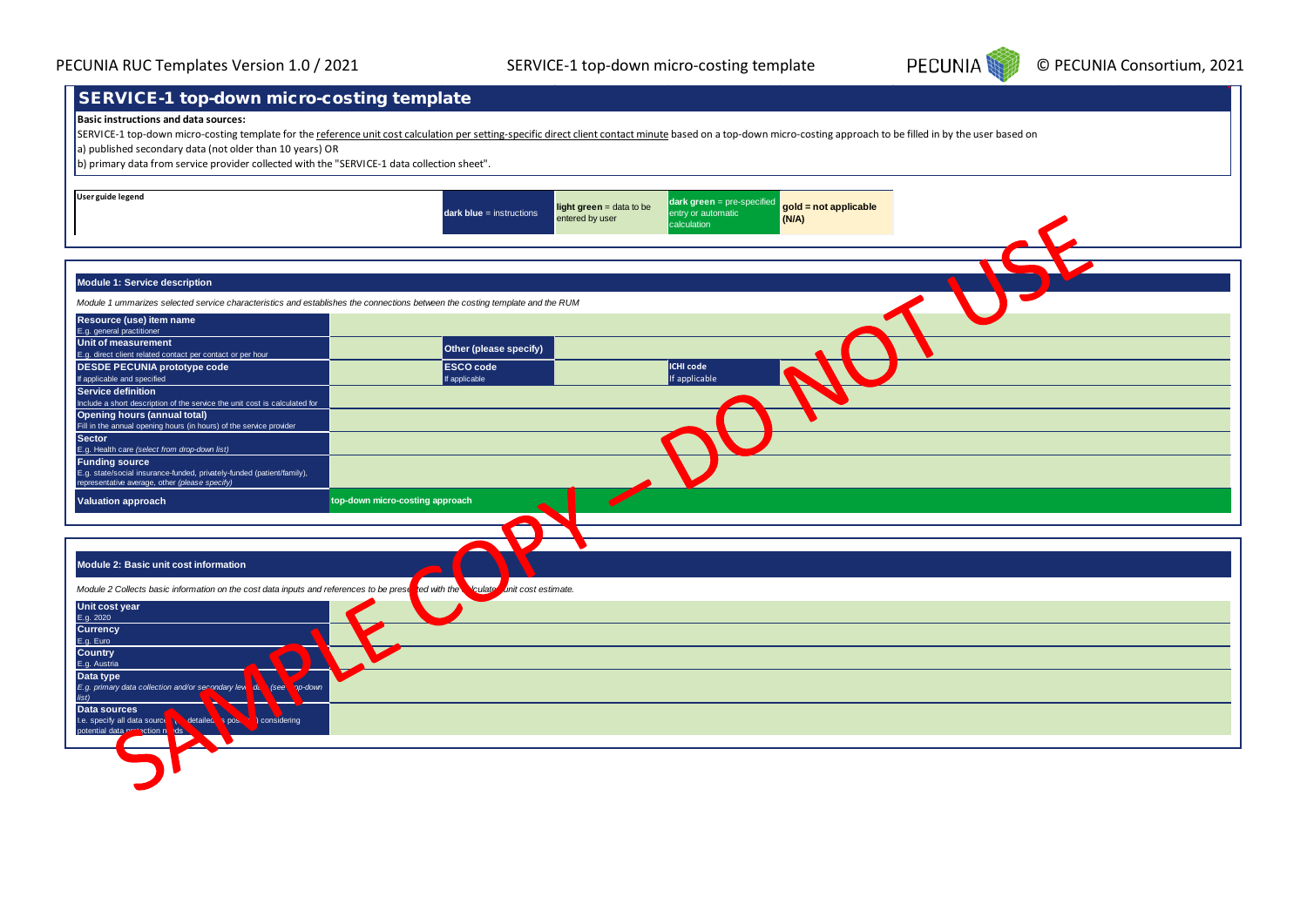## SERVICE-1 top-down micro-costing template

**Basic instructions and data sources:**

SERVICE-1 top-down micro-costing template for the reference unit cost calculation per setting-specific direct client contact minute based on a top-down micro-costing approach to be filled in by the user based on

a) published secondary data (not older than 10 years) OR

b) primary data from service provider collected with the "SERVICE-1 data collection sheet".

| User guide legend | **dark blue** = instructions | **light green** = data to be entered by user | **dark green** = pre-specified entry or automatic calculation | **gold = not applicable (N/A)** |
|---|---|---|---|---|

SAMPLE COPY – DO NOT USE

### Module 1: Service description

*Module 1 ummarizes selected service characteristics and establishes the connections between the costing template and the RUM*

| | | | | | |
|---|---|---|---|---|---|
| **Resource (use) item name**<br>E.g. general practitioner | | | | | |
| **Unit of measurement**<br>E.g. direct client related contact per contact or per hour | | **Other (please specify)** | | | |
| **DESDE PECUNIA prototype code**<br>If applicable and specified | | **ESCO code**<br>If applicable | | **ICHI code**<br>If applicable | |
| **Service definition**<br>Include a short description of the service the unit cost is calculated for | | | | | |
| **Opening hours (annual total)**<br>Fill in the annual opening hours (in hours) of the service provider | | | | | |
| **Sector**<br>E.g. Health care *(select from drop-down list)* | | | | | |
| **Funding source**<br>E.g. state/social insurance-funded, privately-funded (patient/family), representative average, other *(please specify)* | | | | | |
| **Valuation approach** | top-down micro-costing approach | | | | |

### Module 2: Basic unit cost information

*Module 2 Collects basic information on the cost data inputs and references to be presented with the calculated unit cost estimate.*

| | |
|---|---|
| **Unit cost year**<br>E.g. 2020 | |
| **Currency**<br>E.g. Euro | |
| **Country**<br>E.g. Austria | |
| **Data type**<br>*E.g. primary data collection and/or secondary level data (see drop-down list)* | |
| **Data sources**<br>I.e. specify all data sources as detailed as possible considering potential data protection needs | |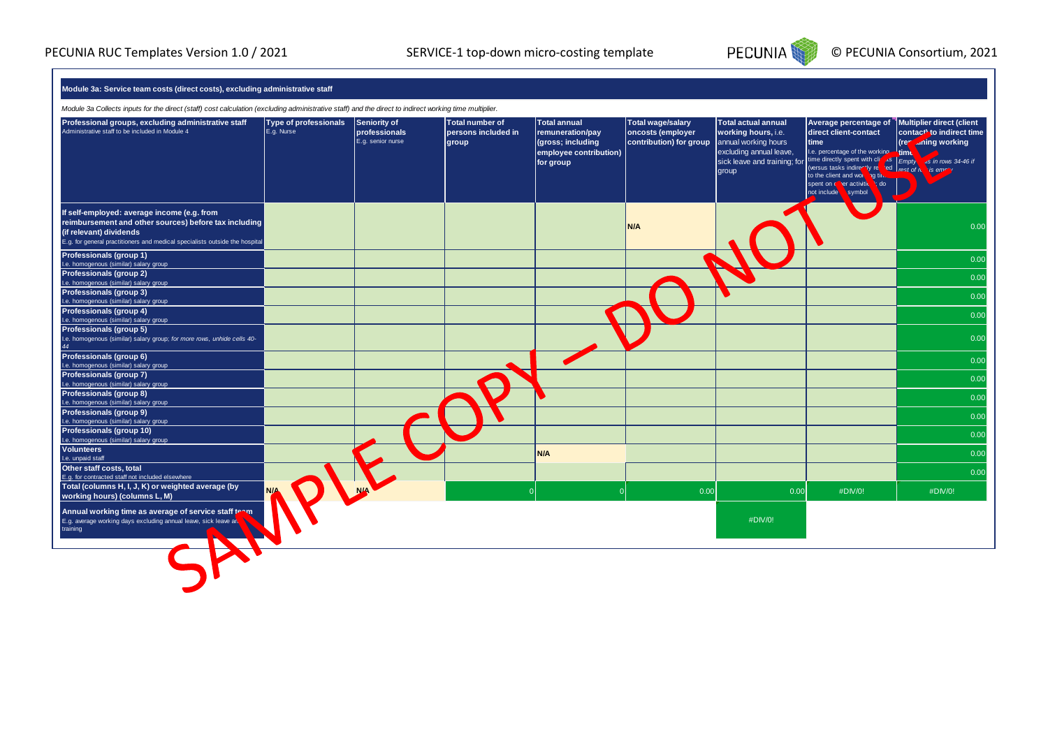**Module 3a: Service team costs (direct costs), excluding administrative staff**

*Module 3a Collects inputs for the direct (staff) cost calculation (excluding administrative staff) and the direct to indirect working time multiplier.*

| **Professional groups, excluding administrative staff** Administrative staff to be included in Module 4 | **Type of professionals** E.g. Nurse | **Seniority of professionals** E.g. senior nurse | **Total number of persons included in group** | **Total annual remuneration/pay (gross; including employee contribution) for group** | **Total wage/salary oncosts (employer contribution) for group** | **Total actual annual working hours**, i.e. annual working hours excluding annual leave, sick leave and training; for group | **Average percentage of direct client-contact time** I.e. percentage of the working time directly spent with clients (versus tasks indirectly related to the client and working time spent on other activities); do not include % symbol | **Multiplier direct (client contact) to indirect time (remaining working time)** *Empty cells in rows 34-46 if rest of row is empty* |
|---|---|---|---|---|---|---|---|---|
| **If self-employed: average income (e.g. from reimbursement and other sources) before tax including (if relevant) dividends** E.g. for general practitioners and medical specialists outside the hospital | | | | | N/A | | | 0.00 |
| **Professionals (group 1)** I.e. homogenous (similar) salary group | | | | | | | | 0.00 |
| **Professionals (group 2)** I.e. homogenous (similar) salary group | | | | | | | | 0.00 |
| **Professionals (group 3)** I.e. homogenous (similar) salary group | | | | | | | | 0.00 |
| **Professionals (group 4)** I.e. homogenous (similar) salary group | | | | | | | | 0.00 |
| **Professionals (group 5)** I.e. homogenous (similar) salary group; *for more rows, unhide cells 40-44* | | | | | | | | 0.00 |
| **Professionals (group 6)** I.e. homogenous (similar) salary group | | | | | | | | 0.00 |
| **Professionals (group 7)** I.e. homogenous (similar) salary group | | | | | | | | 0.00 |
| **Professionals (group 8)** I.e. homogenous (similar) salary group | | | | | | | | 0.00 |
| **Professionals (group 9)** I.e. homogenous (similar) salary group | | | | | | | | 0.00 |
| **Professionals (group 10)** I.e. homogenous (similar) salary group | | | | | | | | 0.00 |
| **Volunteers** I.e. unpaid staff | | | | N/A | | | | 0.00 |
| **Other staff costs, total** E.g. for contracted staff not included elsewhere | | | | | | | | 0.00 |
| **Total (columns H, I, J, K) or weighted average (by working hours) (columns L, M)** | N/A | N/A | 0 | 0 | 0.00 | 0.00 | #DIV/0! | #DIV/0! |
| **Annual working time as average of service staff team** E.g. average working days excluding annual leave, sick leave and training | | | | | | #DIV/0! | | |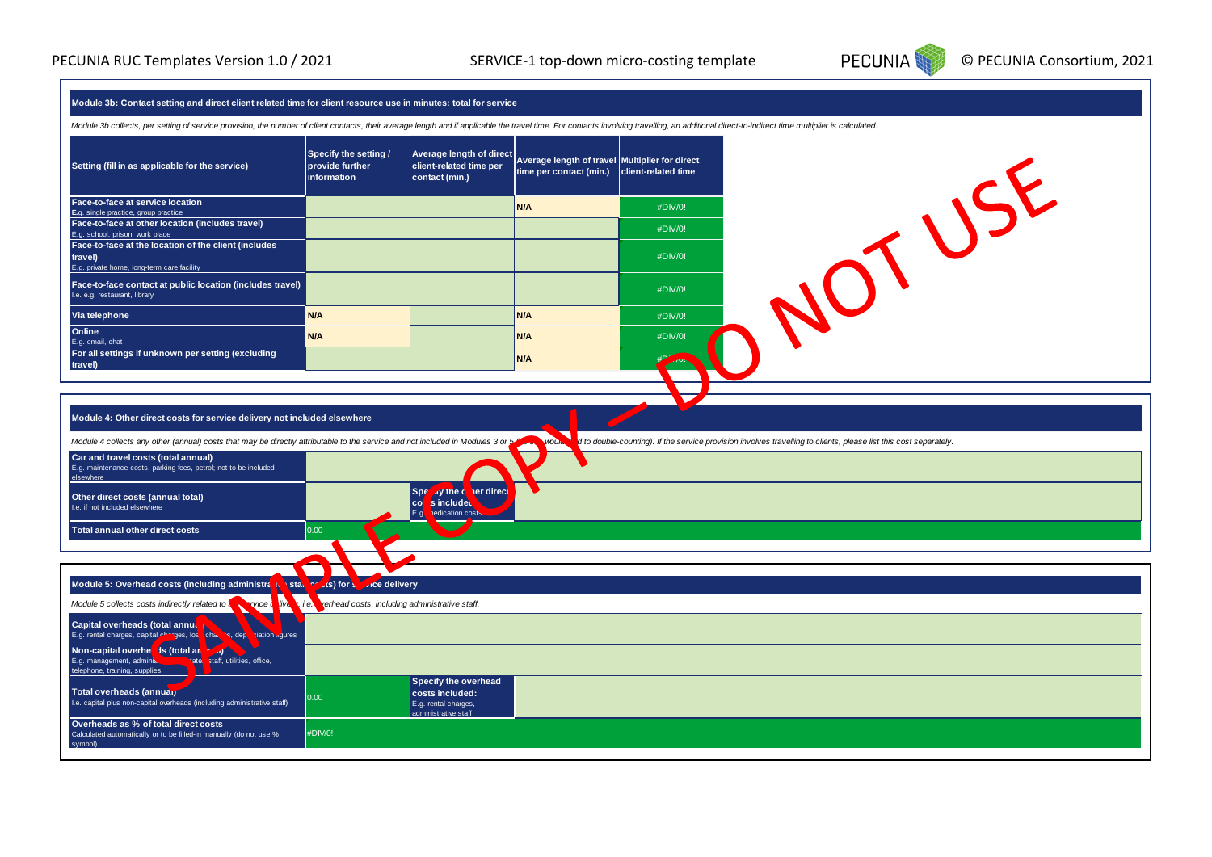## Module 3b: Contact setting and direct client related time for client resource use in minutes: total for service

*Module 3b collects, per setting of service provision, the number of client contacts, their average length and if applicable the travel time. For contacts involving travelling, an additional direct-to-indirect time multiplier is calculated.*

| Setting (fill in as applicable for the service) | Specify the setting / provide further information | Average length of direct client-related time per contact (min.) | Average length of travel time per contact (min.) | Multiplier for direct client-related time |
|---|---|---|---|---|
| **Face-to-face at service location** E.g. single practice, group practice | | | N/A | #DIV/0! |
| **Face-to-face at other location (includes travel)** E.g. school, prison, work place | | | | #DIV/0! |
| **Face-to-face at the location of the client (includes travel)** E.g. private home, long-term care facility | | | | #DIV/0! |
| **Face-to-face contact at public location (includes travel)** I.e. e.g. restaurant, library | | | | #DIV/0! |
| **Via telephone** | N/A | | N/A | #DIV/0! |
| **Online** E.g. email, chat | N/A | | N/A | #DIV/0! |
| **For all settings if unknown per setting (excluding travel)** | | | N/A | #DIV/0! |

## Module 4: Other direct costs for service delivery not included elsewhere

*Module 4 collects any other (annual) costs that may be directly attributable to the service and not included in Modules 3 or 5 (as this would lead to double-counting). If the service provision involves travelling to clients, please list this cost separately.*

| | | | |
|---|---|---|---|
| **Car and travel costs (total annual)** E.g. maintenance costs, parking fees, petrol; not to be included elsewhere | | | |
| **Other direct costs (annual total)** I.e. if not included elsewhere | | **Specify the other direct costs included:** E.g. medication costs | |
| **Total annual other direct costs** | 0.00 | | |

## Module 5: Overhead costs (including administrative staff costs) for service delivery

*Module 5 collects costs indirectly related to the service delivery, i.e. overhead costs, including administrative staff.*

| | | | |
|---|---|---|---|
| **Capital overheads (total annual)** E.g. rental charges, capital charges, loan charges, depreciation figures | | | |
| **Non-capital overheads (total annual)** E.g. management, administrative staff, utilities, office, telephone, training, supplies | | | |
| **Total overheads (annual)** I.e. capital plus non-capital overheads (including administrative staff) | 0.00 | **Specify the overhead costs included:** E.g. rental charges, administrative staff | |
| **Overheads as % of total direct costs** Calculated automatically or to be filled-in manually (do not use % symbol) | #DIV/0! | | |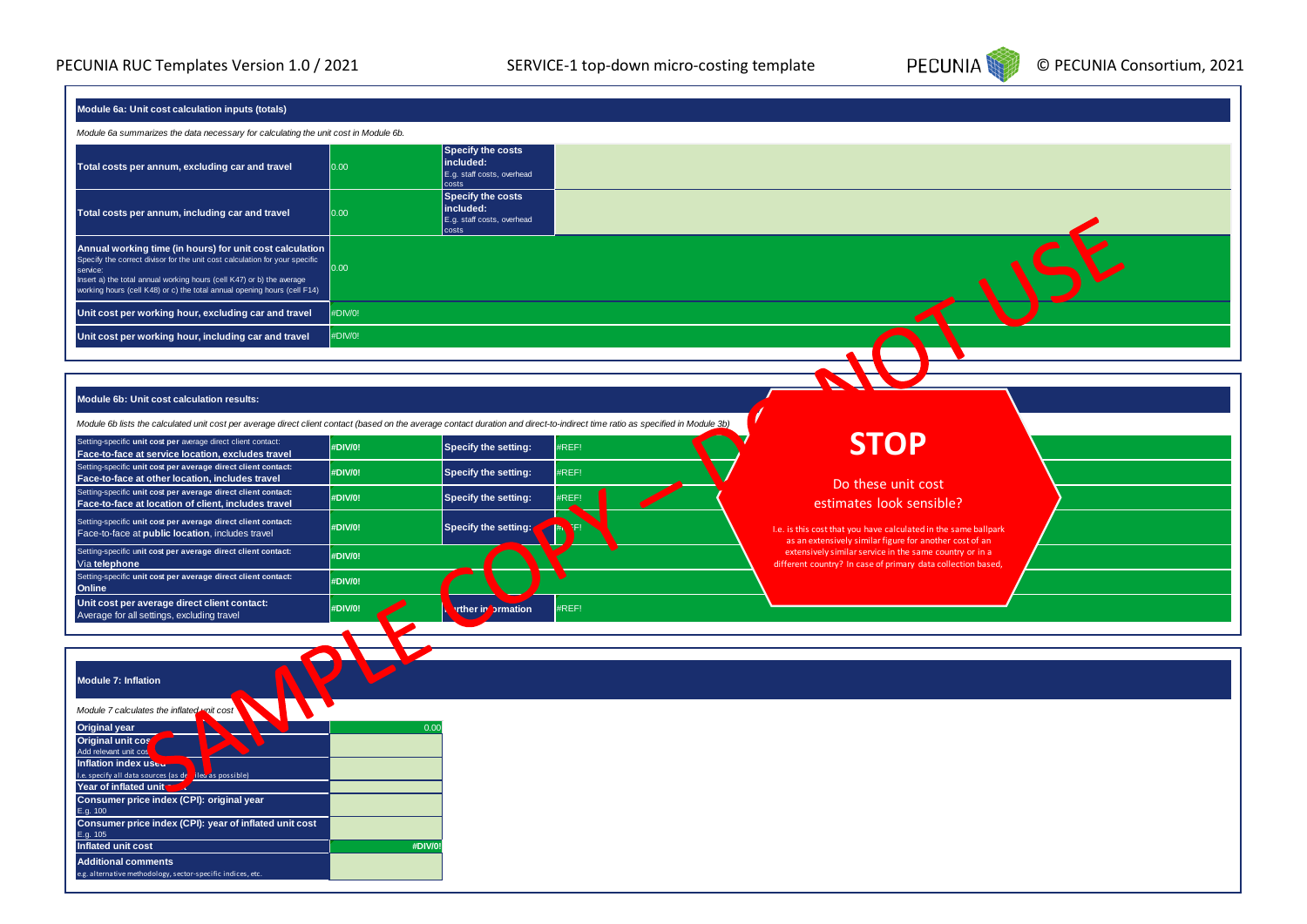## Module 6a: Unit cost calculation inputs (totals)

*Module 6a summarizes the data necessary for calculating the unit cost in Module 6b.*

| | | | |
|---|---|---|---|
| **Total costs per annum, excluding car and travel** | 0.00 | **Specify the costs included:** E.g. staff costs, overhead costs | |
| **Total costs per annum, including car and travel** | 0.00 | **Specify the costs included:** E.g. staff costs, overhead costs | |
| **Annual working time (in hours) for unit cost calculation** Specify the correct divisor for the unit cost calculation for your specific service: Insert a) the total annual working hours (cell K47) or b) the average working hours (cell K48) or c) the total annual opening hours (cell F14) | 0.00 | | |
| **Unit cost per working hour, excluding car and travel** | #DIV/0! | | |
| **Unit cost per working hour, including car and travel** | #DIV/0! | | |

## Module 6b: Unit cost calculation results:

*Module 6b lists the calculated unit cost per average direct client contact (based on the average contact duration and direct-to-indirect time ratio as specified in Module 3b)*

| | | | |
|---|---|---|---|
| Setting-specific **unit cost per** average direct client contact: **Face-to-face at service location, excludes travel** | #DIV/0! | **Specify the setting:** | #REF! |
| Setting-specific **unit cost per average direct client contact:** **Face-to-face at other location, includes travel** | #DIV/0! | **Specify the setting:** | #REF! |
| Setting-specific **unit cost per average direct client contact:** **Face-to-face at location of client, includes travel** | #DIV/0! | **Specify the setting:** | #REF! |
| Setting-specific **unit cost per average direct client contact:** Face-to-face at **public location**, includes travel | #DIV/0! | **Specify the setting:** | #REF! |
| Setting-specific **unit cost per average direct client contact:** Via **telephone** | #DIV/0! | | |
| Setting-specific **unit cost per average direct client contact:** **Online** | #DIV/0! | | |
| **Unit cost per average direct client contact:** Average for all settings, excluding travel | #DIV/0! | **Further information** | #REF! |

**STOP**

Do these unit cost estimates look sensible?

I.e. is this cost that you have calculated in the same ballpark as an extensively similar figure for another cost of an extensively similar service in the same country or in a different country? In case of primary data collection based,

## Module 7: Inflation

*Module 7 calculates the inflated unit cost*

| | |
|---|---|
| **Original year** | 0.00 |
| **Original unit cost** Add relevant unit cost | |
| **Inflation index used** I.e. specify all data sources (as detailed as possible) | |
| **Year of inflated unit cost** | |
| **Consumer price index (CPI): original year** E.g. 100 | |
| **Consumer price index (CPI): year of inflated unit cost** E.g. 105 | |
| **Inflated unit cost** | #DIV/0! |
| **Additional comments** e.g. alternative methodology, sector-specific indices, etc. | |

SAMPLE COPY – DO NOT USE